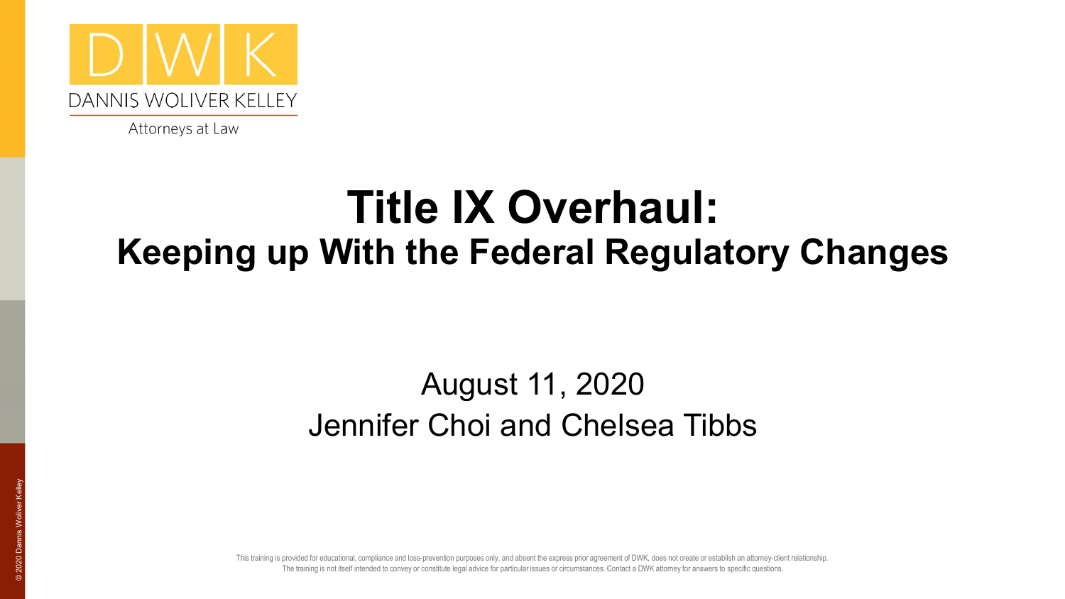DANNIS WOLIVER KELLEY

Attorneys at Law

# Title IX Overhaul:

## Keeping up With the Federal Regulatory Changes

August 11, 2020

Jennifer Choi and Chelsea Tibbs

This training is provided for educational, compliance and loss-prevention purposes only, and absent the express prior agreement of DWK, does not create or establish an attorney-client relationship. The training is not itself intended to convey or constitute legal advice for particular issues or circumstances. Contact a DWK attorney for answers to specific questions.

© 2020 Dannis Woliver Kelley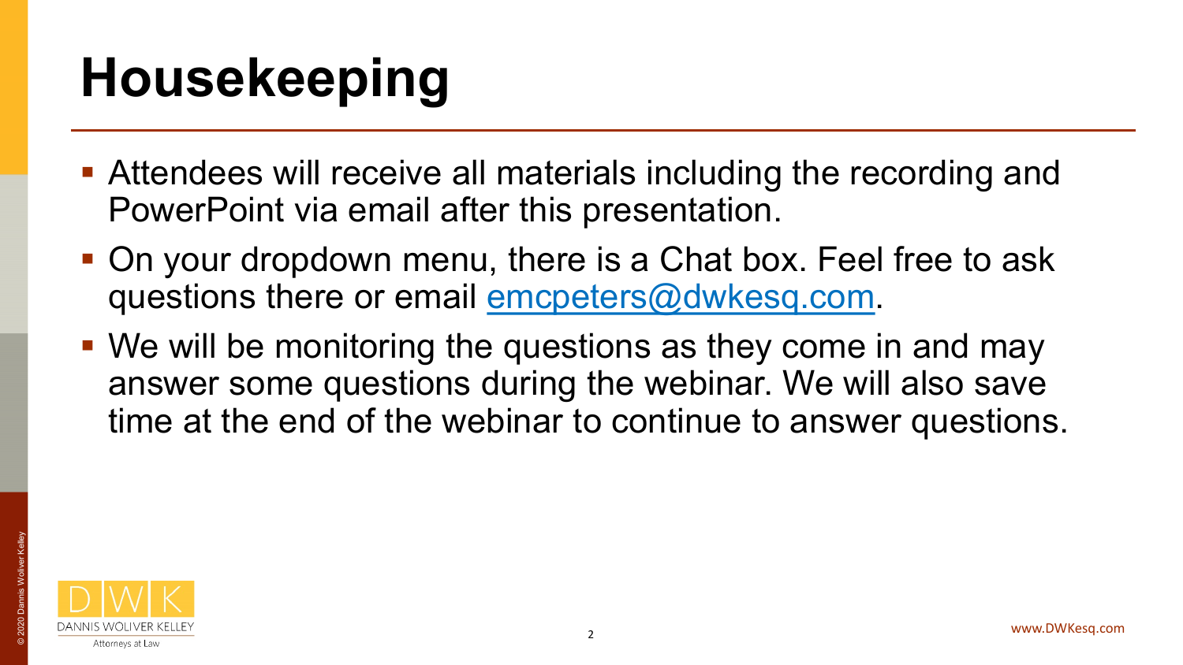# Housekeeping

- Attendees will receive all materials including the recording and PowerPoint via email after this presentation.
- On your dropdown menu, there is a Chat box. Feel free to ask questions there or email emcpeters@dwkesq.com.
- We will be monitoring the questions as they come in and may answer some questions during the webinar. We will also save time at the end of the webinar to continue to answer questions.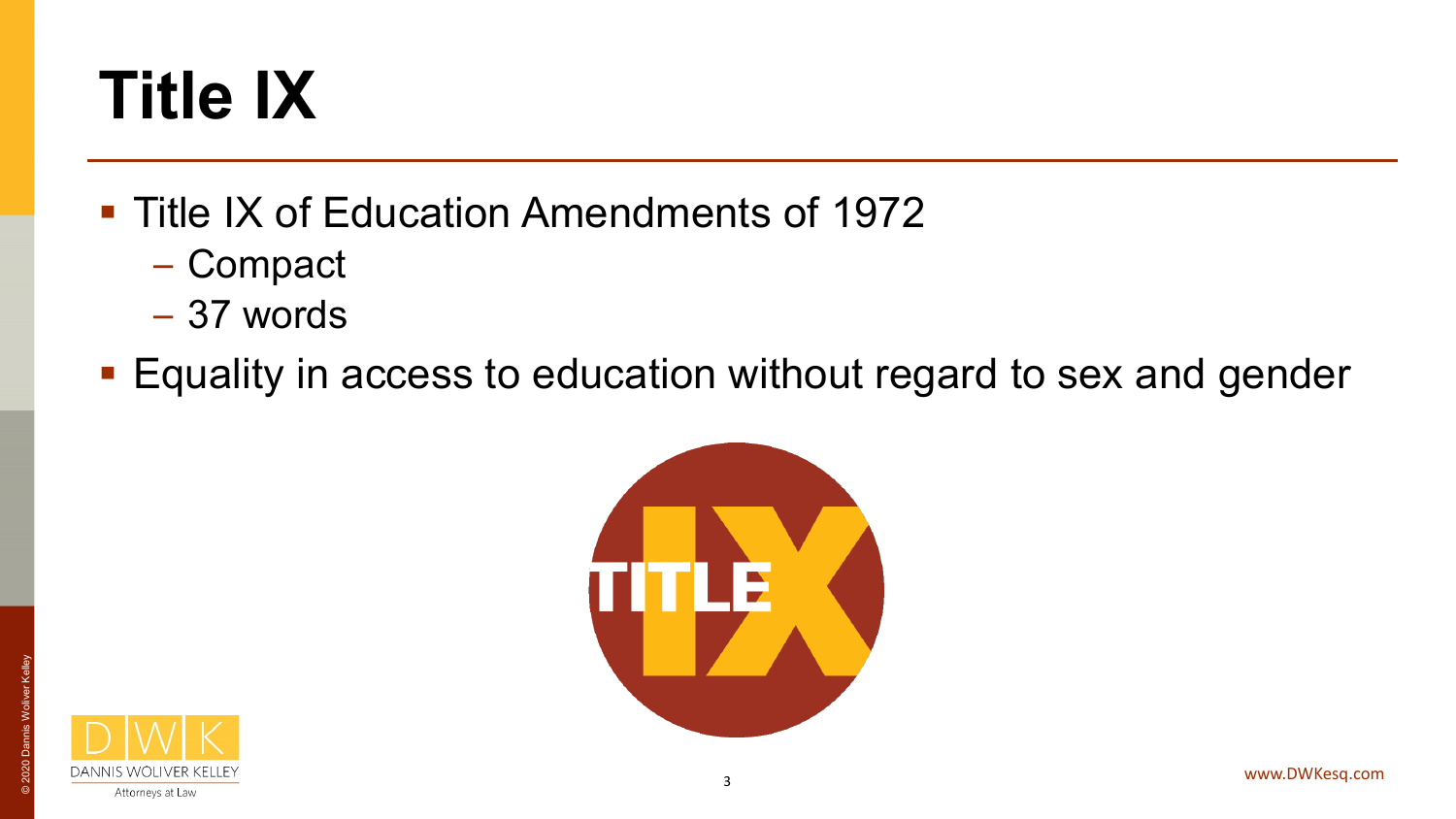# Title IX

- Title IX of Education Amendments of 1972
  - Compact
  - 37 words
- Equality in access to education without regard to sex and gender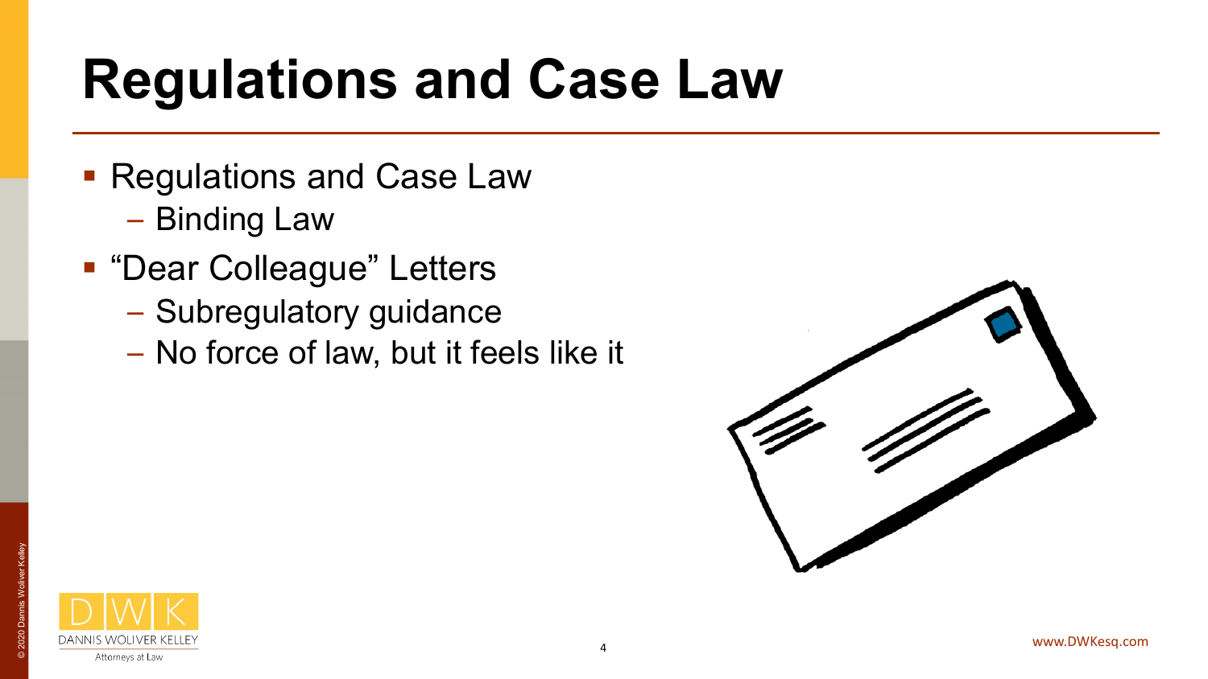# Regulations and Case Law

- Regulations and Case Law
  - Binding Law
- "Dear Colleague" Letters
  - Subregulatory guidance
  - No force of law, but it feels like it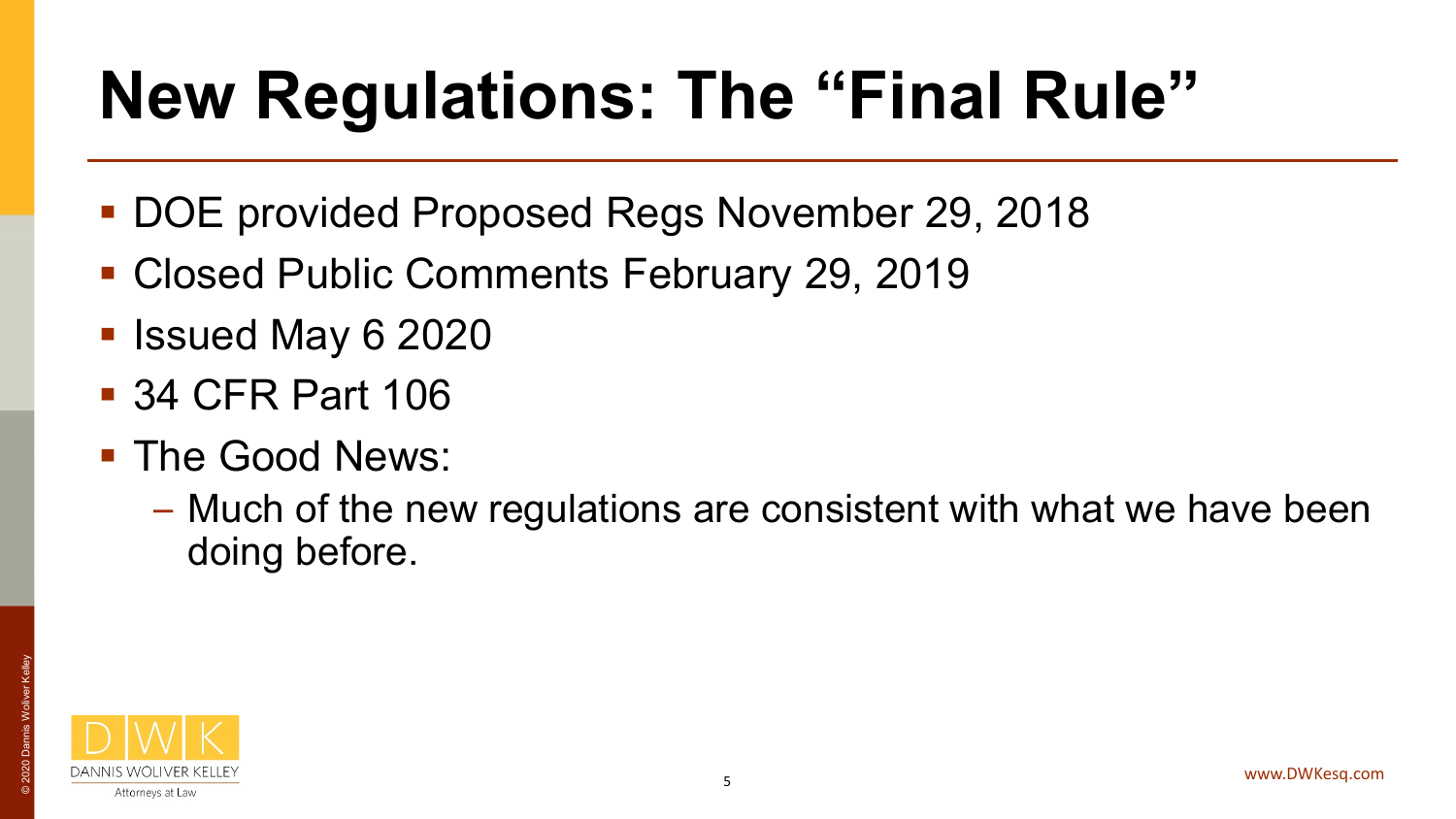# New Regulations: The "Final Rule"

- DOE provided Proposed Regs November 29, 2018
- Closed Public Comments February 29, 2019
- Issued May 6 2020
- 34 CFR Part 106
- The Good News:
  - Much of the new regulations are consistent with what we have been doing before.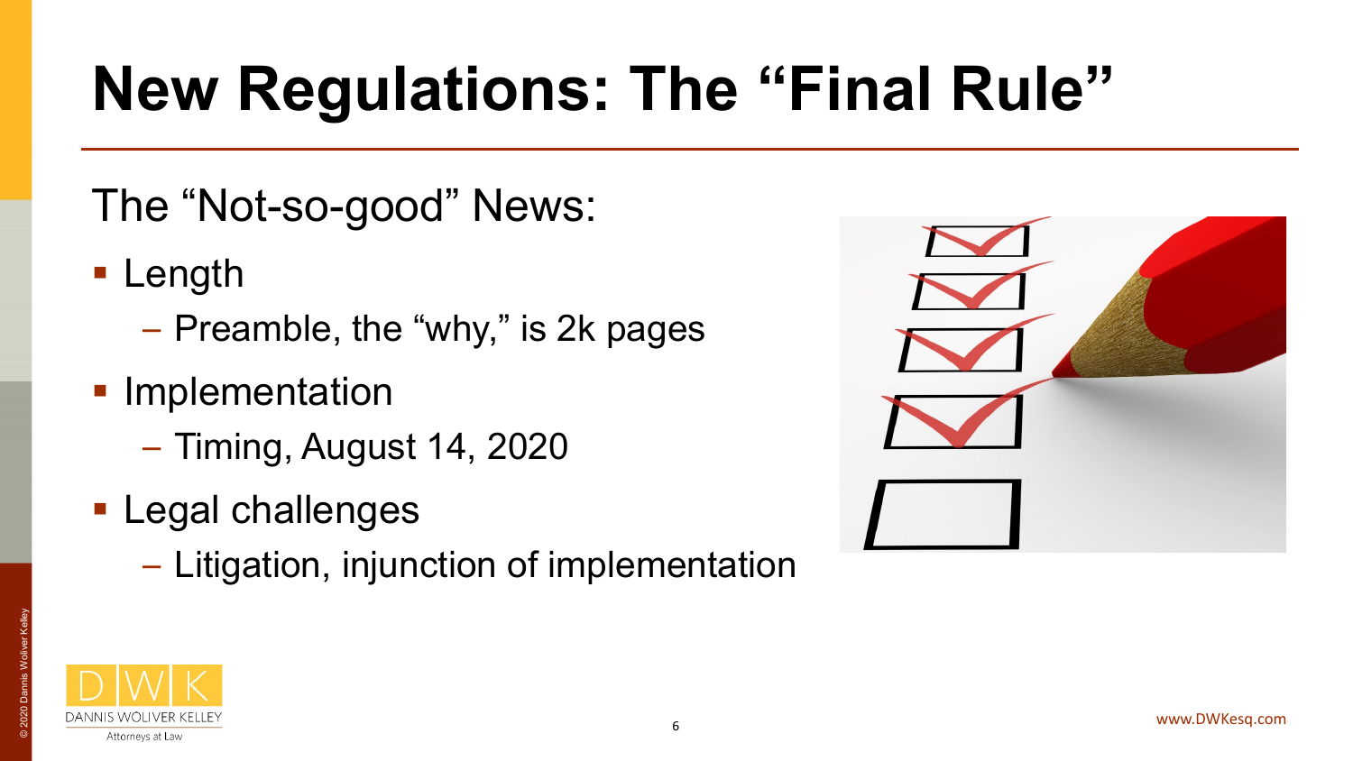# New Regulations: The "Final Rule"

The "Not-so-good" News:

- Length
  - Preamble, the "why," is 2k pages
- Implementation
  - Timing, August 14, 2020
- Legal challenges
  - Litigation, injunction of implementation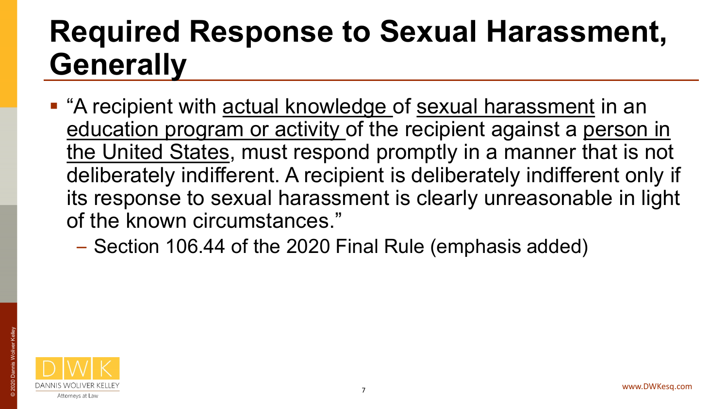# Required Response to Sexual Harassment, Generally

- "A recipient with <u>actual knowledge</u> of <u>sexual harassment</u> in an <u>education program or activity</u> of the recipient against a <u>person in the United States</u>, must respond promptly in a manner that is not deliberately indifferent. A recipient is deliberately indifferent only if its response to sexual harassment is clearly unreasonable in light of the known circumstances."
  - Section 106.44 of the 2020 Final Rule (emphasis added)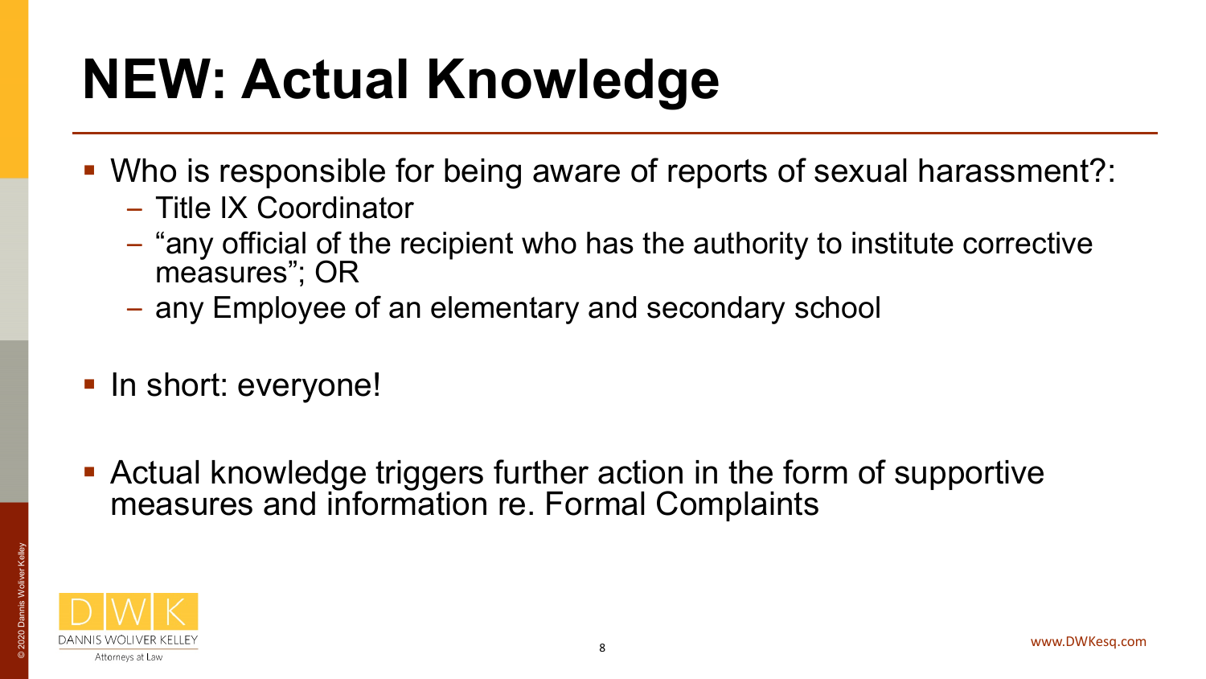# NEW: Actual Knowledge

- Who is responsible for being aware of reports of sexual harassment?:
  - Title IX Coordinator
  - "any official of the recipient who has the authority to institute corrective measures"; OR
  - any Employee of an elementary and secondary school

- In short: everyone!

- Actual knowledge triggers further action in the form of supportive measures and information re. Formal Complaints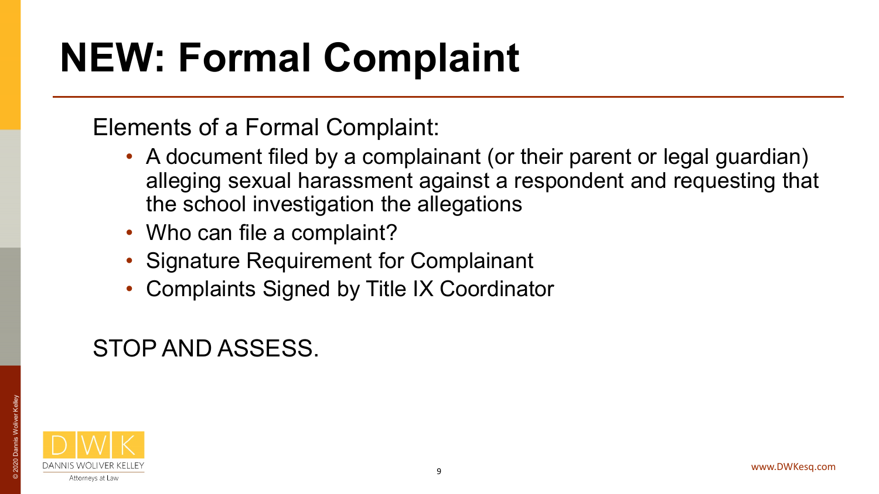# NEW: Formal Complaint

Elements of a Formal Complaint:

- A document filed by a complainant (or their parent or legal guardian) alleging sexual harassment against a respondent and requesting that the school investigation the allegations
- Who can file a complaint?
- Signature Requirement for Complainant
- Complaints Signed by Title IX Coordinator

STOP AND ASSESS.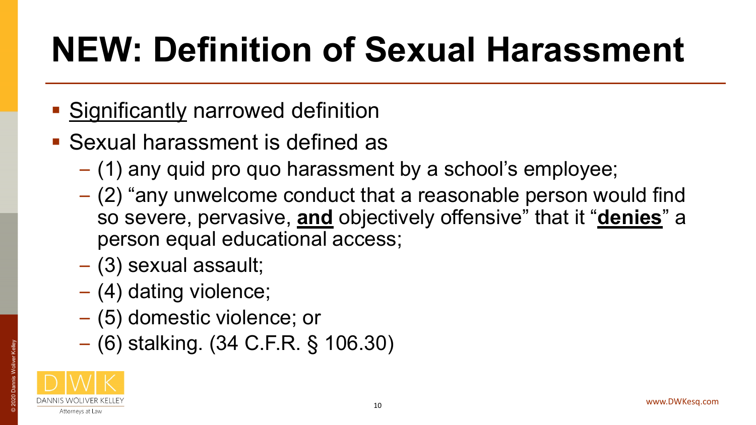# NEW: Definition of Sexual Harassment

- <u>Significantly</u> narrowed definition
- Sexual harassment is defined as
  - (1) any quid pro quo harassment by a school's employee;
  - (2) "any unwelcome conduct that a reasonable person would find so severe, pervasive, **<u>and</u>** objectively offensive" that it "**<u>denies</u>**" a person equal educational access;
  - (3) sexual assault;
  - (4) dating violence;
  - (5) domestic violence; or
  - (6) stalking. (34 C.F.R. § 106.30)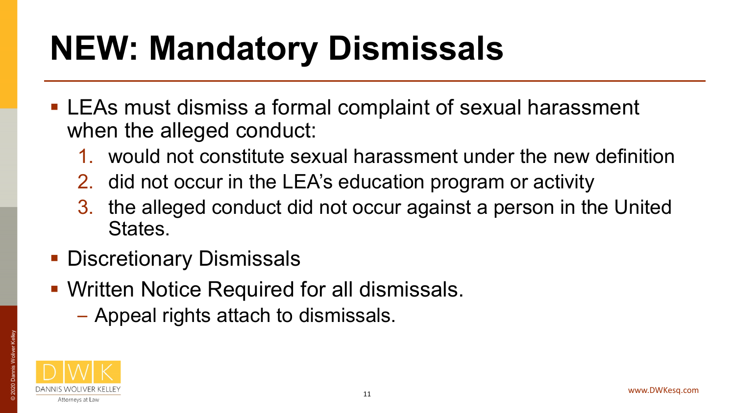# NEW: Mandatory Dismissals

- LEAs must dismiss a formal complaint of sexual harassment when the alleged conduct:
  1. would not constitute sexual harassment under the new definition
  2. did not occur in the LEA's education program or activity
  3. the alleged conduct did not occur against a person in the United States.
- Discretionary Dismissals
- Written Notice Required for all dismissals.
  - Appeal rights attach to dismissals.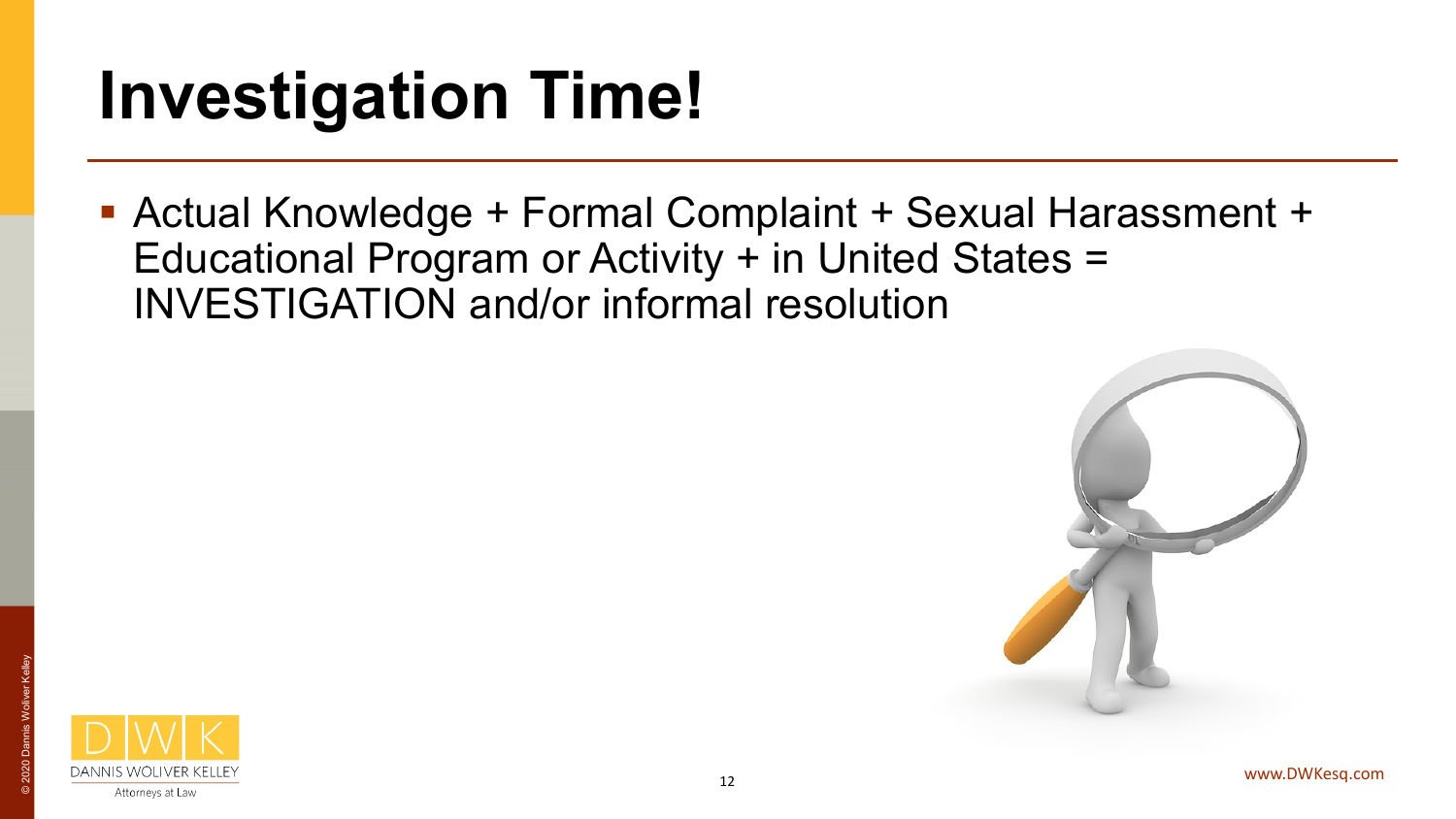# Investigation Time!

- Actual Knowledge + Formal Complaint + Sexual Harassment + Educational Program or Activity + in United States = INVESTIGATION and/or informal resolution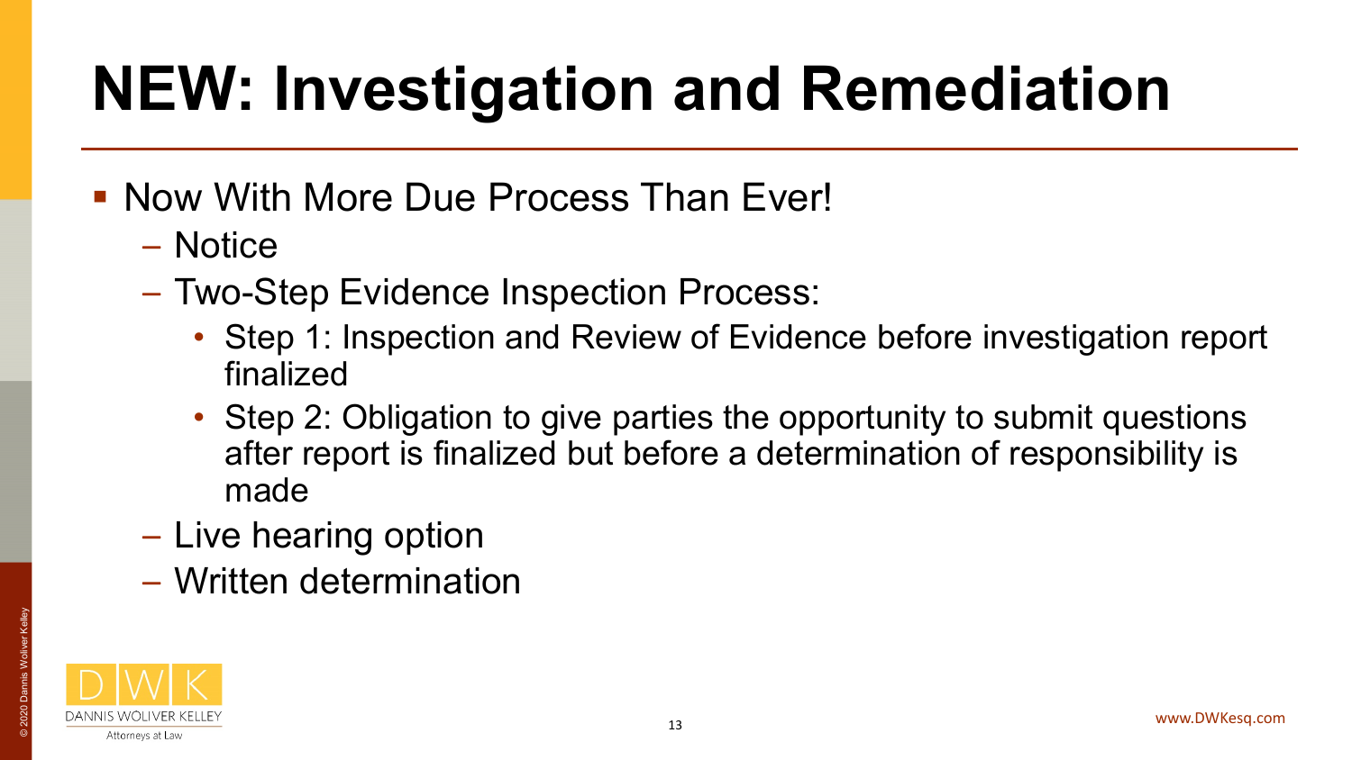# NEW: Investigation and Remediation

- Now With More Due Process Than Ever!
  - Notice
  - Two-Step Evidence Inspection Process:
    - Step 1: Inspection and Review of Evidence before investigation report finalized
    - Step 2: Obligation to give parties the opportunity to submit questions after report is finalized but before a determination of responsibility is made
  - Live hearing option
  - Written determination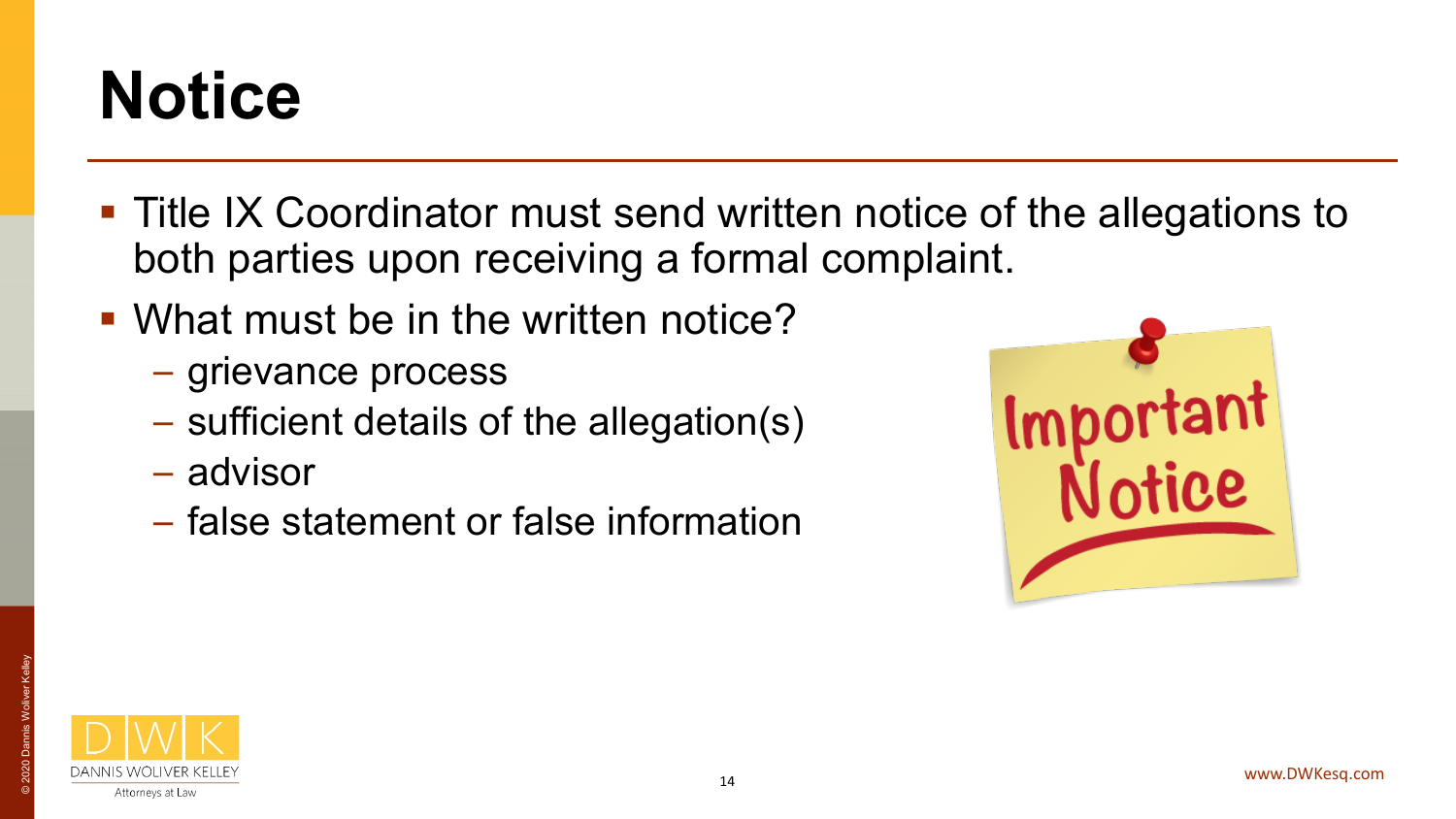# Notice

- Title IX Coordinator must send written notice of the allegations to both parties upon receiving a formal complaint.
- What must be in the written notice?
  - grievance process
  - sufficient details of the allegation(s)
  - advisor
  - false statement or false information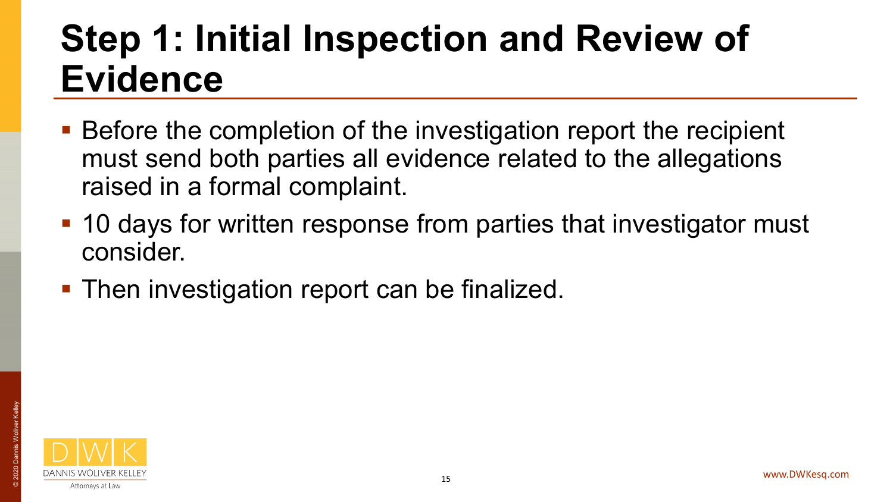# Step 1: Initial Inspection and Review of Evidence

- Before the completion of the investigation report the recipient must send both parties all evidence related to the allegations raised in a formal complaint.
- 10 days for written response from parties that investigator must consider.
- Then investigation report can be finalized.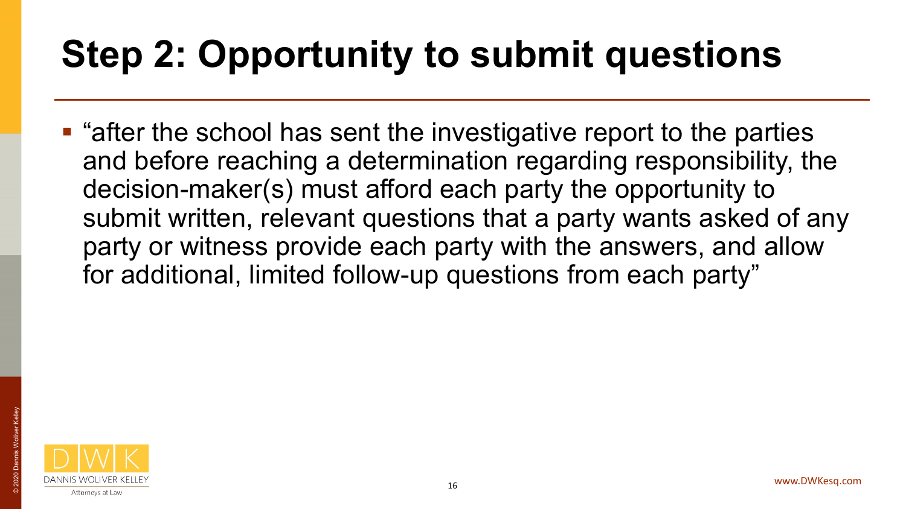# Step 2: Opportunity to submit questions

- "after the school has sent the investigative report to the parties and before reaching a determination regarding responsibility, the decision-maker(s) must afford each party the opportunity to submit written, relevant questions that a party wants asked of any party or witness provide each party with the answers, and allow for additional, limited follow-up questions from each party"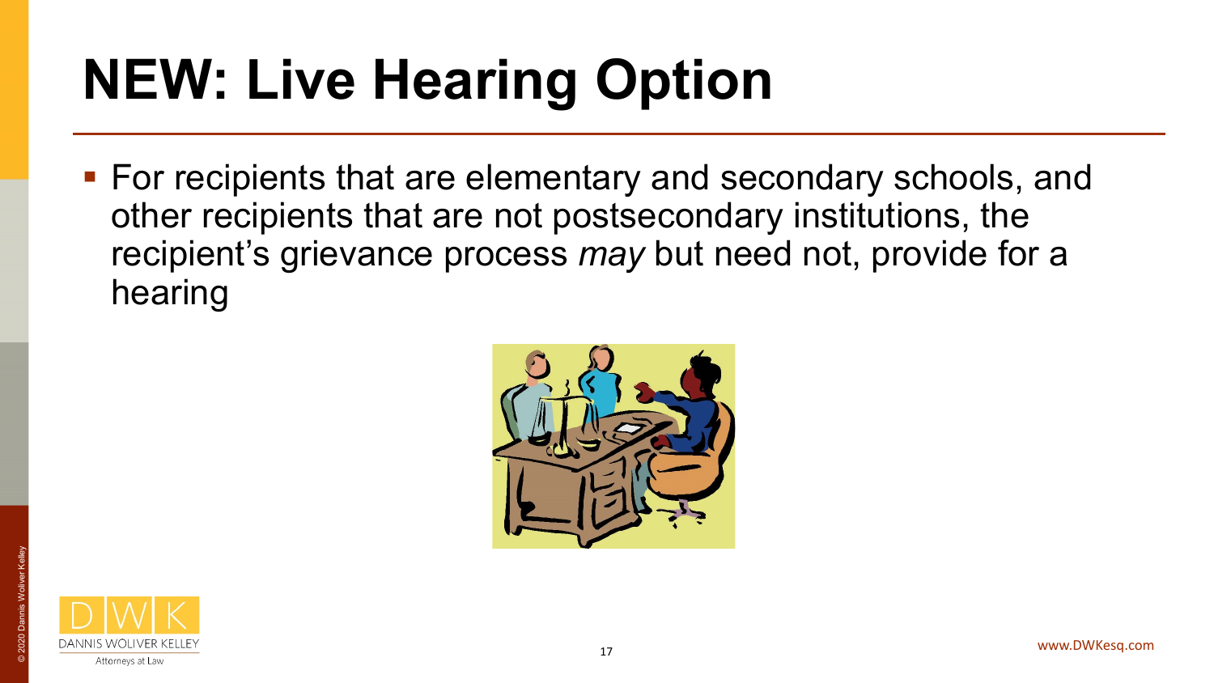# NEW: Live Hearing Option

- For recipients that are elementary and secondary schools, and other recipients that are not postsecondary institutions, the recipient's grievance process *may* but need not, provide for a hearing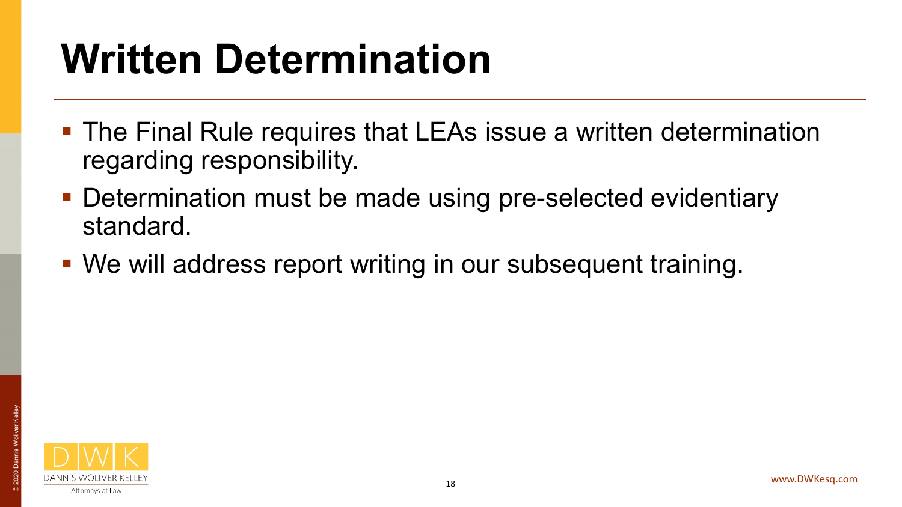# Written Determination

- The Final Rule requires that LEAs issue a written determination regarding responsibility.
- Determination must be made using pre-selected evidentiary standard.
- We will address report writing in our subsequent training.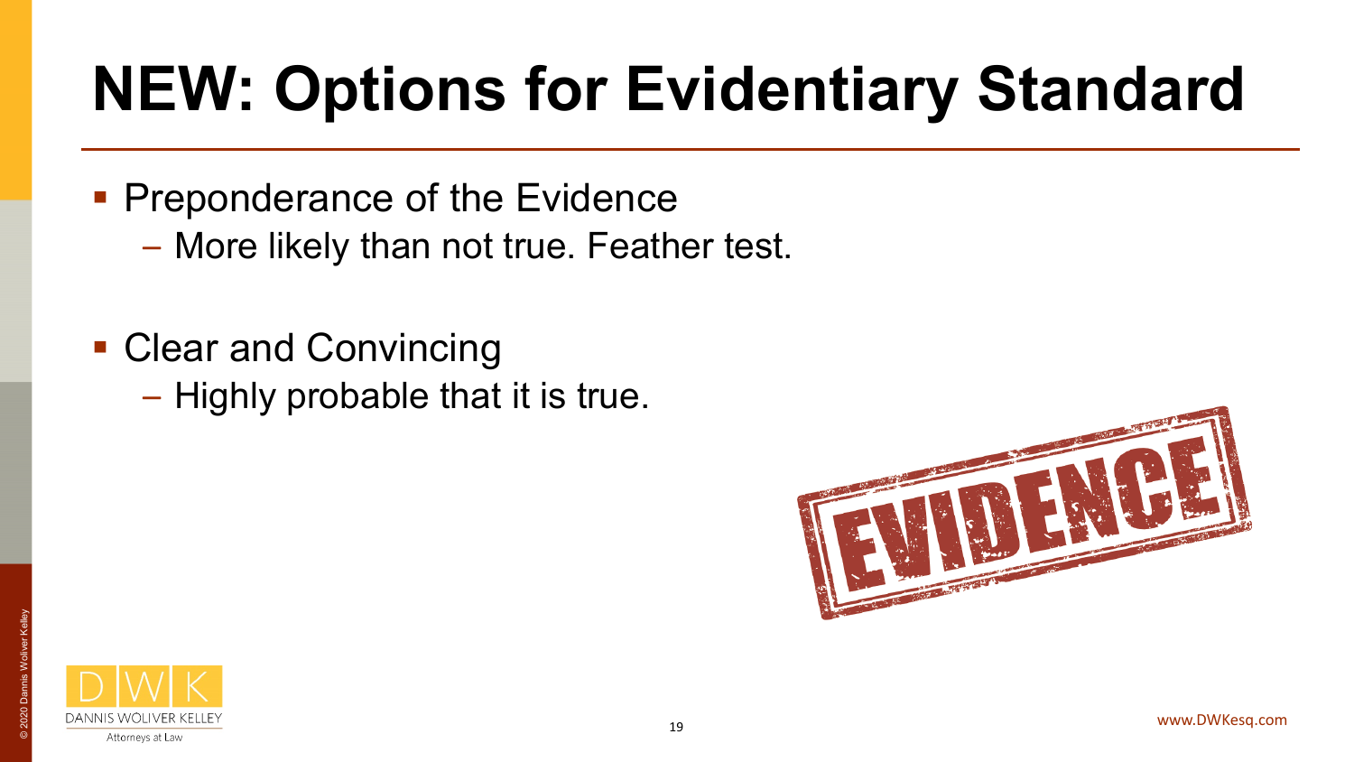# NEW: Options for Evidentiary Standard

- Preponderance of the Evidence
  - More likely than not true. Feather test.
- Clear and Convincing
  - Highly probable that it is true.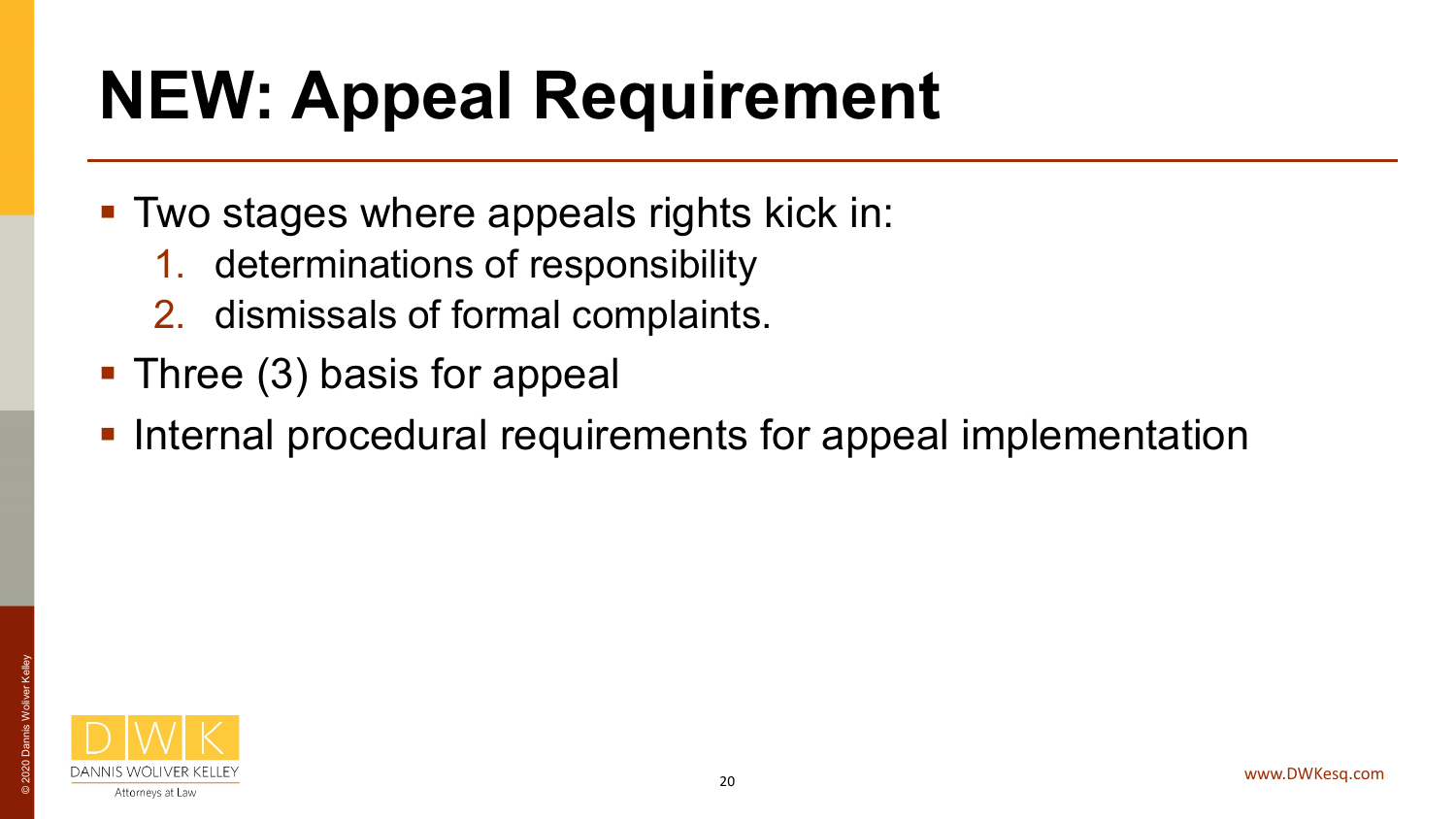# NEW: Appeal Requirement

- Two stages where appeals rights kick in:
  1. determinations of responsibility
  2. dismissals of formal complaints.
- Three (3) basis for appeal
- Internal procedural requirements for appeal implementation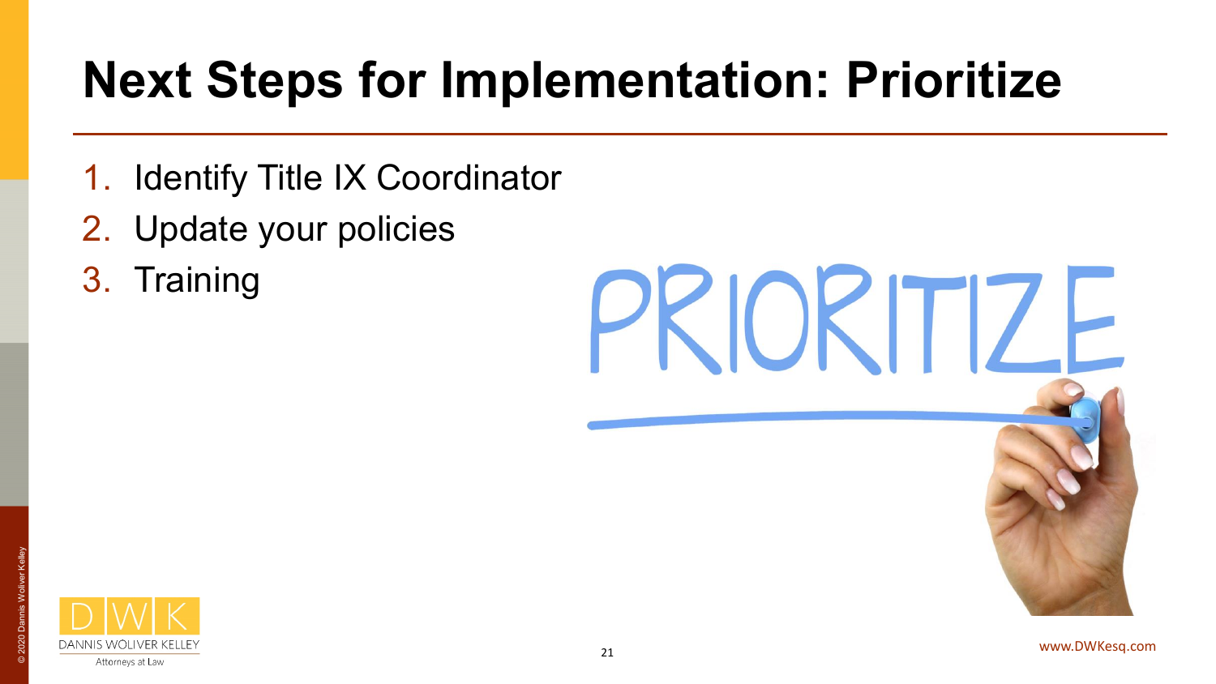# Next Steps for Implementation: Prioritize

1. Identify Title IX Coordinator
2. Update your policies
3. Training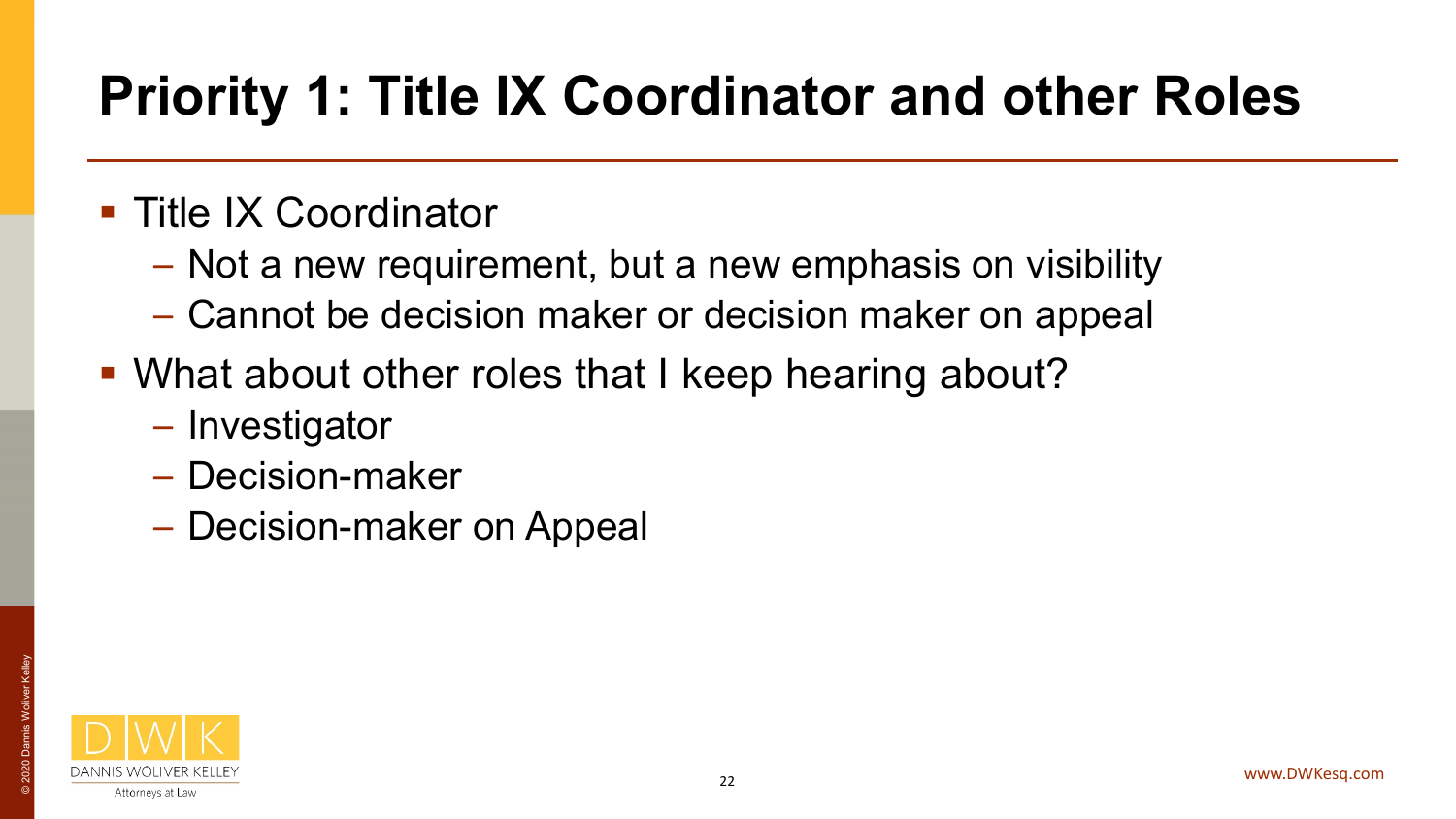# Priority 1: Title IX Coordinator and other Roles

- Title IX Coordinator
  - Not a new requirement, but a new emphasis on visibility
  - Cannot be decision maker or decision maker on appeal
- What about other roles that I keep hearing about?
  - Investigator
  - Decision-maker
  - Decision-maker on Appeal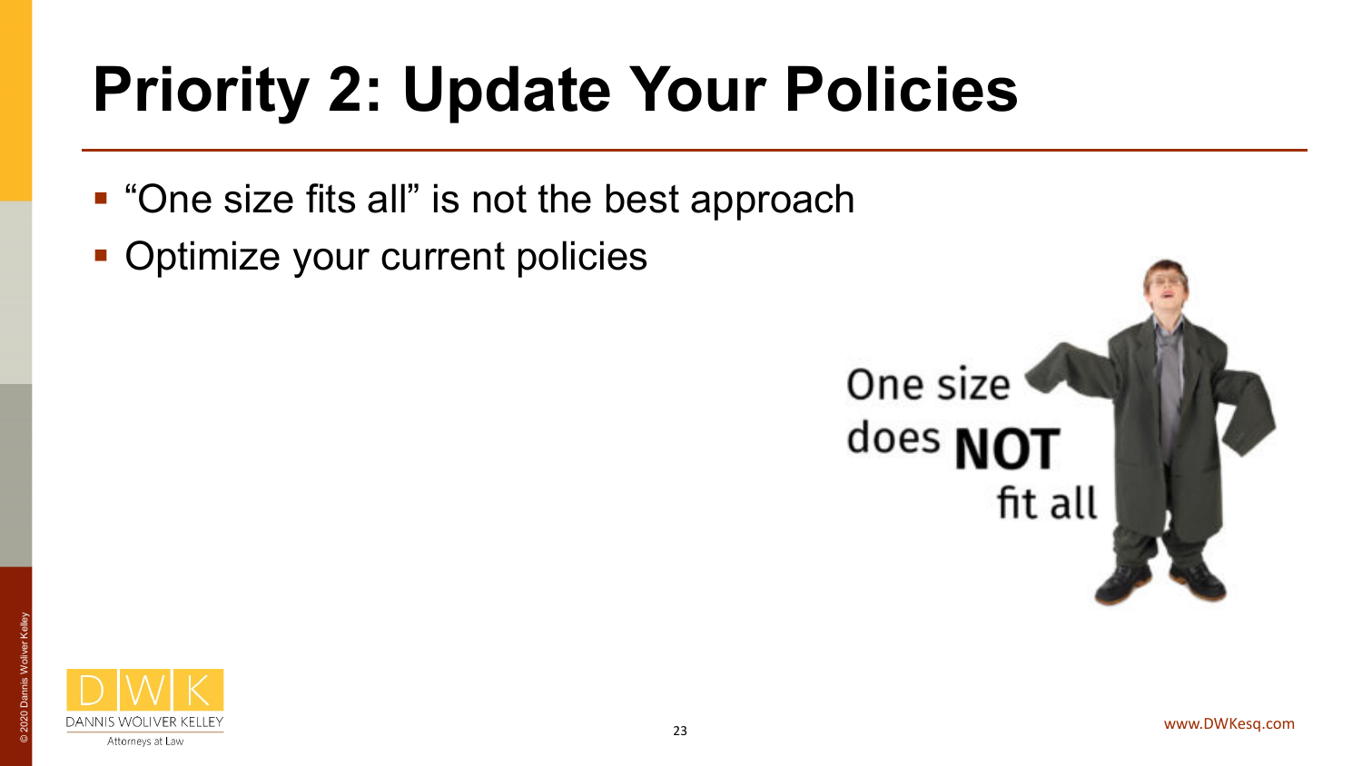# Priority 2: Update Your Policies

- "One size fits all" is not the best approach
- Optimize your current policies

One size does **NOT** fit all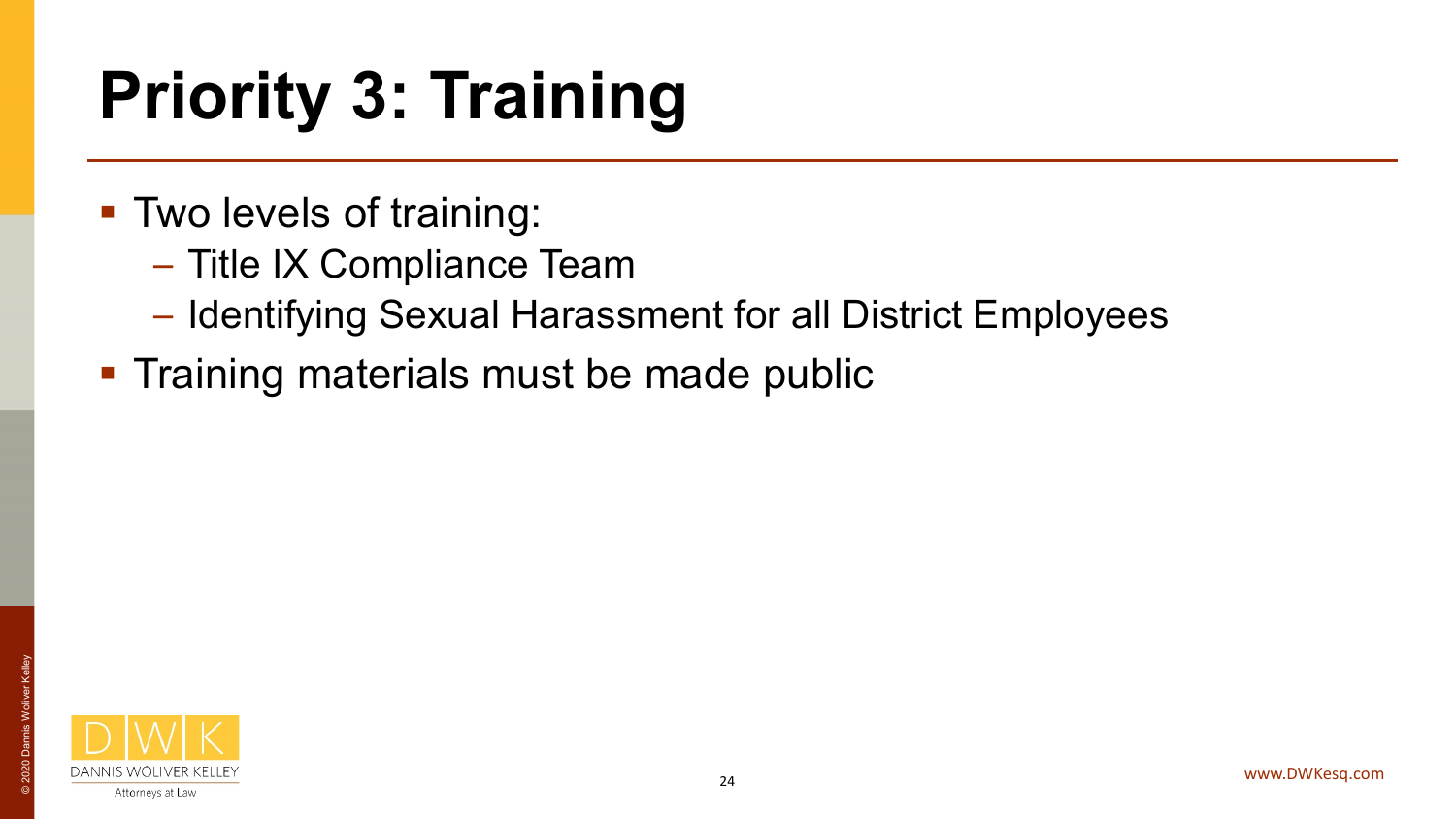# Priority 3: Training

- Two levels of training:
  - Title IX Compliance Team
  - Identifying Sexual Harassment for all District Employees
- Training materials must be made public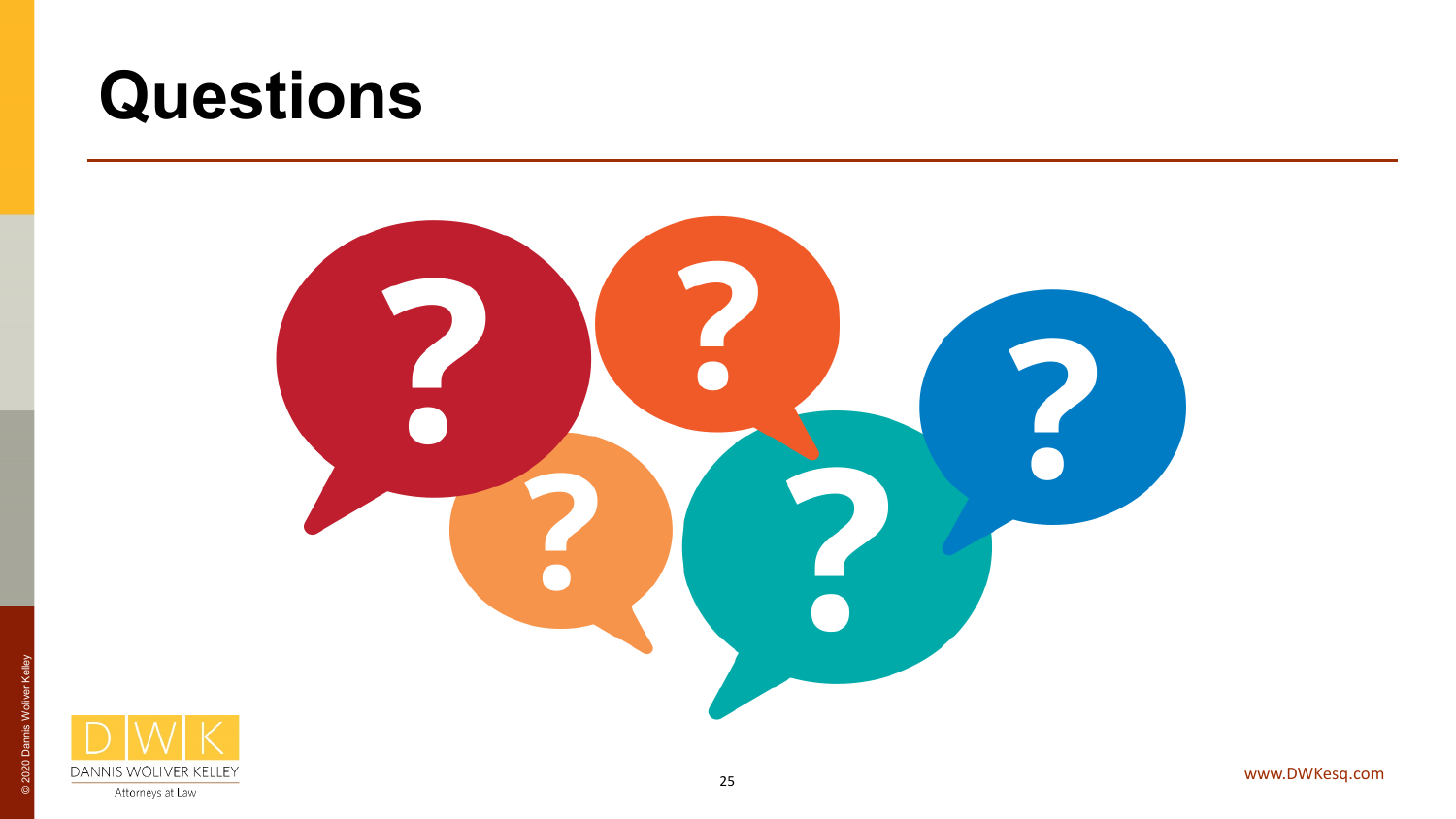# Questions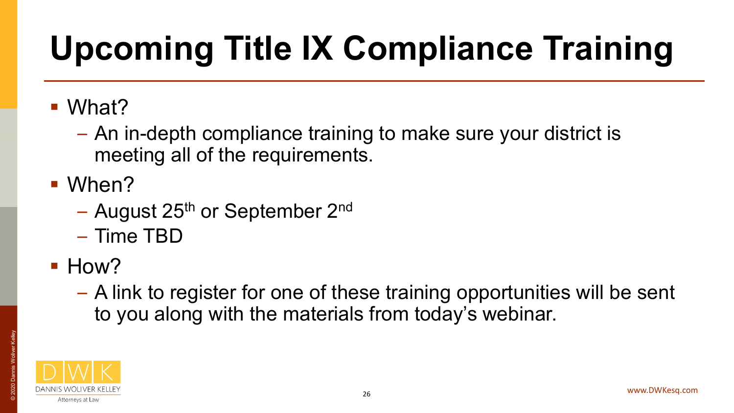# Upcoming Title IX Compliance Training

- What?
  - An in-depth compliance training to make sure your district is meeting all of the requirements.
- When?
  - August 25th or September 2nd
  - Time TBD
- How?
  - A link to register for one of these training opportunities will be sent to you along with the materials from today's webinar.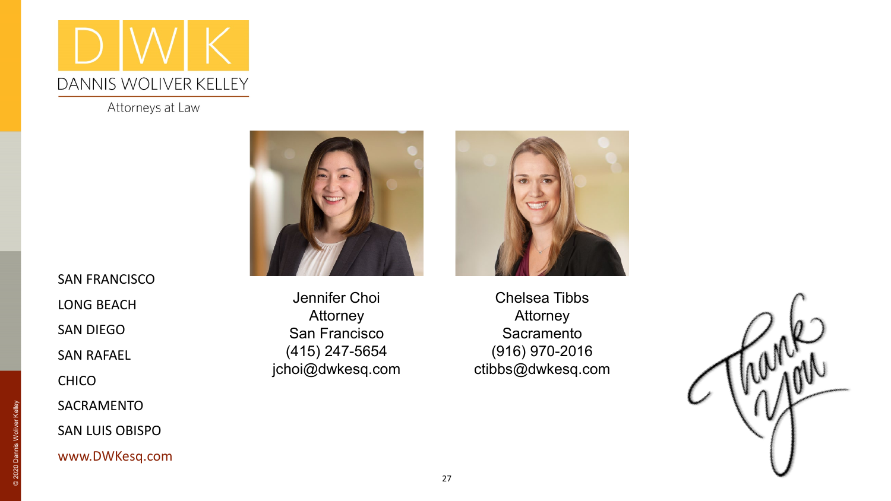DANNIS WOLIVER KELLEY

Attorneys at Law

SAN FRANCISCO

LONG BEACH

SAN DIEGO

SAN RAFAEL

CHICO

SACRAMENTO

SAN LUIS OBISPO

www.DWKesq.com

Jennifer Choi
Attorney
San Francisco
(415) 247-5654
jchoi@dwkesq.com

Chelsea Tibbs
Attorney
Sacramento
(916) 970-2016
ctibbs@dwkesq.com

Thank you

© 2020 Dannis Woliver Kelley